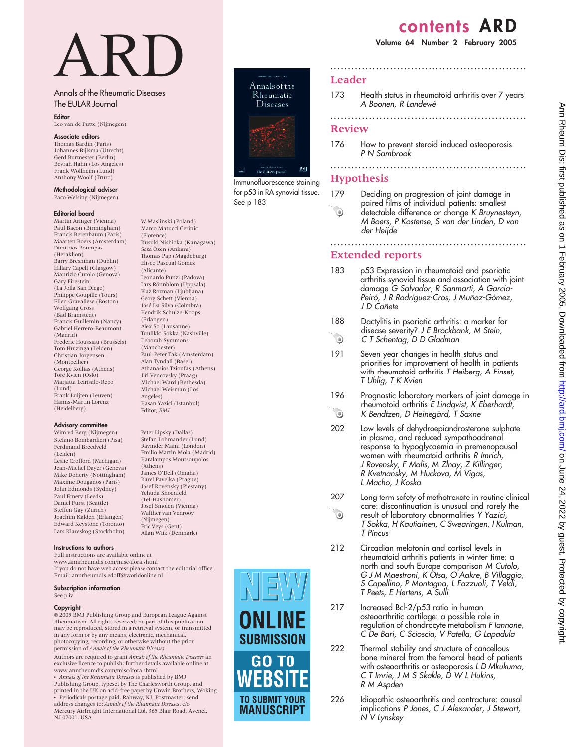# ARD

Annals of the Rheumatic Diseases
The EULAR Journal

**Editor**
Leo van de Putte (Nijmegen)

**Associate editors**
Thomas Bardin (Paris)
Johannes Bijlsma (Utrecht)
Gerd Burmester (Berlin)
Bevrah Hahn (Los Angeles)
Frank Wollheim (Lund)
Anthony Woolf (Truro)

**Methodological adviser**
Paco Welsing (Nijmegen)

**Editorial board**
Martin Aringer (Vienna)
Paul Bacon (Birmingham)
Francis Berenbaum (Paris)
Maarten Boers (Amsterdam)
Dimitrios Boumpas (Heraklion)
Barry Bresnihan (Dublin)
Hillary Capell (Glasgow)
Maurizio Cutolo (Genova)
Gary Firestein (La Jolla San Diego)
Philippe Goupille (Tours)
Ellen Gravallese (Boston)
Wolfgang Gross (Bad Bramstedt)
Francis Guillemin (Nancy)
Gabriel Herrero-Beaumont (Madrid)
Frederic Houssiau (Brussels)
Tom Huizinga (Leiden)
Christian Jorgensen (Montpellier)
George Kollias (Athens)
Tore Kvien (Oslo)
Marjatta Leirisalo-Repo (Lund)
Frank Luijten (Leuven)
Hanns-Martin Lorenz (Heidelberg)
W Maslinski (Poland)
Marco Matucci Cerinic (Florence)
Kusuki Nishioka (Kanagawa)
Seza Özen (Ankara)
Thomas Pap (Magdeburg)
Eliseo Pascual Gómez (Alicante)
Leonardo Punzi (Padova)
Lars Rönnblom (Uppsala)
Blaž Rozman (Ljubljana)
Georg Schett (Vienna)
José Da Silva (Coimbra)
Hendrik Schulze-Koops (Erlangen)
Alex So (Lausanne)
Tuulikki Sokka (Nashville)
Deborah Symmons (Manchester)
Paul-Peter Tak (Amsterdam)
Alan Tyndall (Basel)
Athanasios Tzioufas (Athens)
Jiři Vencovsky (Praag)
Michael Ward (Bethesda)
Michael Weisman (Los Angeles)
Hasan Yazici (Istanbul)
Editor, *BMJ*

**Advisory committee**
Wim vd Berg (Nijmegen)
Stefano Bombardieri (Pisa)
Ferdinand Breedveld (Leiden)
Leslie Crofford (Michigan)
Jean-Michel Dayer (Geneva)
Mike Doherty (Nottingham)
Maxime Dougados (Paris)
John Edmonds (Sydney)
Paul Emery (Leeds)
Daniel Furst (Seattle)
Steffen Gay (Zurich)
Joachim Kalden (Erlangen)
Edward Keystone (Toronto)
Lars Klareskog (Stockholm)
Peter Lipsky (Dallas)
Stefan Lohmander (Lund)
Ravinder Maini (London)
Emilio Martin Mola (Madrid)
Haralampos Moutsoupolos (Athens)
James O'Dell (Omaha)
Karel Pavelka (Prague)
Josef Rovensky (Piestany)
Yehuda Shoenfeld (Tel-Hashomer)
Josef Smolen (Vienna)
Walther van Venrooy (Nijmegen)
Eric Veys (Gent)
Allan Wiik (Denmark)

**Instructions to authors**
Full instructions are available online at www.annrheumdis.com/misc/ifora.shtml
If you do not have web access please contact the editorial office: Email: annrheumdis.edoff@worldonline.nl

**Subscription information**
See p iv

**Copyright**
© 2005 BMJ Publishing Group and European League Against Rheumatism. All rights reserved; no part of this publication may be reproduced, stored in a retrieval system, or transmitted in any form or by any means, electronic, mechanical, photocopying, recording, or otherwise without the prior permission of *Annals of the Rheumatic Diseases*

Authors are required to grant *Annals of the Rheumatic Diseases* an exclusive licence to publish; further details available online at www.annrheumdis.com/misc/ifora.shtml
• *Annals of the Rheumatic Diseases* is published by BMJ Publishing Group, typeset by The Charlesworth Group, and printed in the UK on acid-free paper by Unwin Brothers, Woking
• Periodicals postage paid, Rahway, NJ. Postmaster: send address changes to: *Annals of the Rheumatic Diseases*, c/o Mercury Airfreight International Ltd, 365 Blair Road, Avenel, NJ 07001, USA

Immunofluorescence staining for p53 in RA synovial tissue. See p 183

NEW ONLINE SUBMISSION
GO TO WEBSITE TO SUBMIT YOUR MANUSCRIPT

# contents ARD

## Leader

173 Health status in rheumatoid arthritis over 7 years *A Boonen, R Landewé*

## Review

176 How to prevent steroid induced osteoporosis *P N Sambrook*

## Hypothesis

179 Deciding on progression of joint damage in paired films of individual patients: smallest detectable difference or change *K Bruynesteyn, M Boers, P Kostense, S van der Linden, D van der Heijde*

## Extended reports

183 p53 Expression in rheumatoid and psoriatic arthritis synovial tissue and association with joint damage *G Salvador, R Sanmarti, A Garcia-Peiró, J R Rodríguez-Cros, J Muñoz-Gómez, J D Cañete*

188 Dactylitis in psoriatic arthritis: a marker for disease severity? *J E Brockbank, M Stein, C T Schentag, D D Gladman*

191 Seven year changes in health status and priorities for improvement of health in patients with rheumatoid arthritis *T Heiberg, A Finset, T Uhlig, T K Kvien*

196 Prognostic laboratory markers of joint damage in rheumatoid arthritis *E Lindqvist, K Eberhardt, K Bendtzen, D Heinegård, T Saxne*

202 Low levels of dehydroepiandrosterone sulphate in plasma, and reduced sympathoadrenal response to hypoglycaemia in premenopausal women with rheumatoid arthritis *R Imrich, J Rovensky, F Malis, M Zlnay, Z Killinger, R Kvetnansky, M Huckova, M Vigas, L Macho, J Koska*

207 Long term safety of methotrexate in routine clinical care: discontinuation is unusual and rarely the result of laboratory abnormalities *Y Yazici, T Sokka, H Kautiainen, C Swearingen, I Kulman, T Pincus*

212 Circadian melatonin and cortisol levels in rheumatoid arthritis patients in winter time: a north and south Europe comparison *M Cutolo, G J M Maestroni, K Otsa, O Aakre, B Villaggio, S Capellino, P Montagna, L Fazzuoli, T Veldi, T Peets, E Hertens, A Sulli*

217 Increased Bcl-2/p53 ratio in human osteoarthritic cartilage: a possible role in regulation of chondrocyte metabolism *F Iannone, C De Bari, C Scioscia, V Patella, G Lapadula*

222 Thermal stability and structure of cancellous bone mineral from the femoral head of patients with osteoarthritis or osteoporosis *L D Mkukuma, C T Imrie, J M S Skakle, D W L Hukins, R M Aspden*

226 Idiopathic osteoarthritis and contracture: causal implications *P Jones, C J Alexander, J Stewart, N V Lynskey*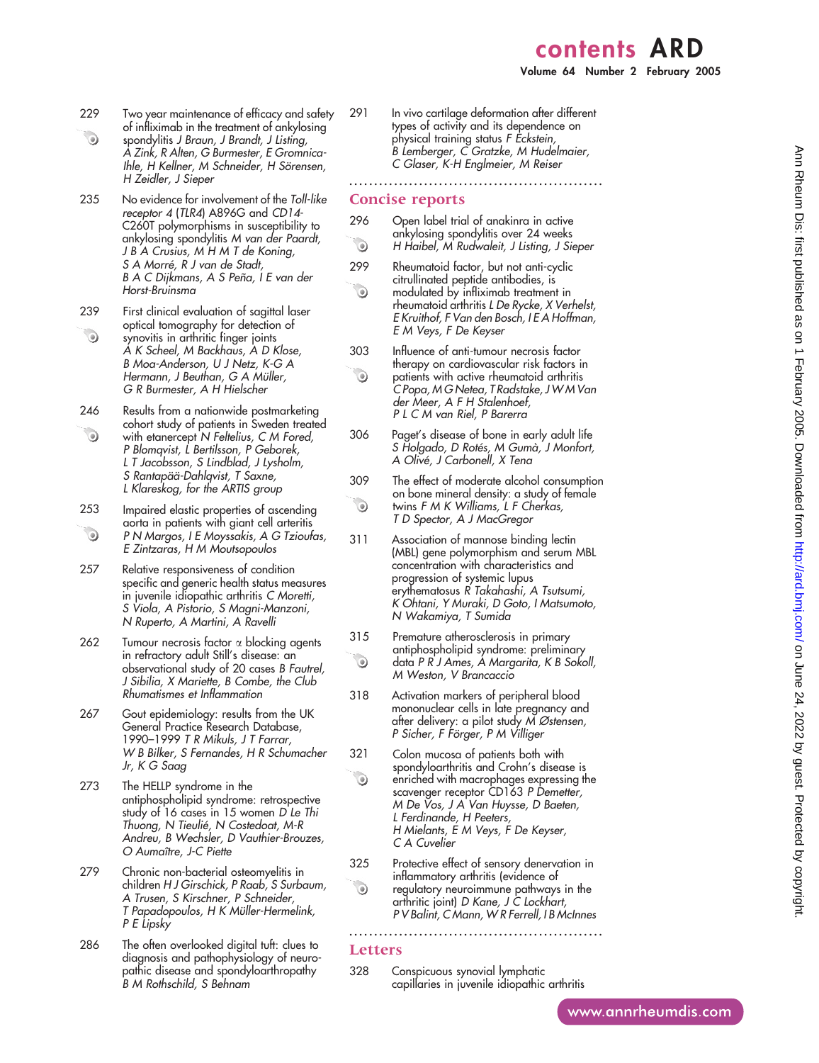# contents ARD

Volume 64 Number 2 February 2005

229 Two year maintenance of efficacy and safety of infliximab in the treatment of ankylosing spondylitis *J Braun, J Brandt, J Listing, A Zink, R Alten, G Burmester, E Gromnica-Ihle, H Kellner, M Schneider, H Sörensen, H Zeidler, J Sieper*

235 No evidence for involvement of the *Toll-like receptor 4* (*TLR4*) A896G and *CD14*-C260T polymorphisms in susceptibility to ankylosing spondylitis *M van der Paardt, J B A Crusius, M H M T de Koning, S A Morré, R J van de Stadt, B A C Dijkmans, A S Peña, I E van der Horst-Bruinsma*

239 First clinical evaluation of sagittal laser optical tomography for detection of synovitis in arthritic finger joints *A K Scheel, M Backhaus, A D Klose, B Moa-Anderson, U J Netz, K-G A Hermann, J Beuthan, G A Müller, G R Burmester, A H Hielscher*

246 Results from a nationwide postmarketing cohort study of patients in Sweden treated with etanercept *N Feltelius, C M Fored, P Blomqvist, L Bertilsson, P Geborek, L T Jacobsson, S Lindblad, J Lysholm, S Rantapää-Dahlqvist, T Saxne, L Klareskog, for the ARTIS group*

253 Impaired elastic properties of ascending aorta in patients with giant cell arteritis *P N Margos, I E Moyssakis, A G Tzioufas, E Zintzaras, H M Moutsopoulos*

257 Relative responsiveness of condition specific and generic health status measures in juvenile idiopathic arthritis *C Moretti, S Viola, A Pistorio, S Magni-Manzoni, N Ruperto, A Martini, A Ravelli*

262 Tumour necrosis factor α blocking agents in refractory adult Still's disease: an observational study of 20 cases *B Fautrel, J Sibilia, X Mariette, B Combe, the Club Rhumatismes et Inflammation*

267 Gout epidemiology: results from the UK General Practice Research Database, 1990–1999 *T R Mikuls, J T Farrar, W B Bilker, S Fernandes, H R Schumacher Jr, K G Saag*

273 The HELLP syndrome in the antiphospholipid syndrome: retrospective study of 16 cases in 15 women *D Le Thi Thuong, N Tieulié, N Costedoat, M-R Andreu, B Wechsler, D Vauthier-Brouzes, O Aumaître, J-C Piette*

279 Chronic non-bacterial osteomyelitis in children *H J Girschick, P Raab, S Surbaum, A Trusen, S Kirschner, P Schneider, T Papadopoulos, H K Müller-Hermelink, P E Lipsky*

286 The often overlooked digital tuft: clues to diagnosis and pathophysiology of neuropathic disease and spondyloarthropathy *B M Rothschild, S Behnam*

291 In vivo cartilage deformation after different types of activity and its dependence on physical training status *F Eckstein, B Lemberger, C Gratzke, M Hudelmaier, C Glaser, K-H Englmeier, M Reiser*

## Concise reports

296 Open label trial of anakinra in active ankylosing spondylitis over 24 weeks *H Haibel, M Rudwaleit, J Listing, J Sieper*

299 Rheumatoid factor, but not anti-cyclic citrullinated peptide antibodies, is modulated by infliximab treatment in rheumatoid arthritis *L De Rycke, X Verhelst, E Kruithof, F Van den Bosch, I E A Hoffman, E M Veys, F De Keyser*

303 Influence of anti-tumour necrosis factor therapy on cardiovascular risk factors in patients with active rheumatoid arthritis *C Popa, M G Netea, T Radstake, J W M Van der Meer, A F H Stalenhoef, P L C M van Riel, P Barerra*

306 Paget's disease of bone in early adult life *S Holgado, D Rotés, M Gumà, J Monfort, A Olivé, J Carbonell, X Tena*

309 The effect of moderate alcohol consumption on bone mineral density: a study of female twins *F M K Williams, L F Cherkas, T D Spector, A J MacGregor*

311 Association of mannose binding lectin (MBL) gene polymorphism and serum MBL concentration with characteristics and progression of systemic lupus erythematosus *R Takahashi, A Tsutsumi, K Ohtani, Y Muraki, D Goto, I Matsumoto, N Wakamiya, T Sumida*

315 Premature atherosclerosis in primary antiphospholipid syndrome: preliminary data *P R J Ames, A Margarita, K B Sokoll, M Weston, V Brancaccio*

318 Activation markers of peripheral blood mononuclear cells in late pregnancy and after delivery: a pilot study *M Østensen, P Sicher, F Förger, P M Villiger*

321 Colon mucosa of patients both with spondyloarthritis and Crohn's disease is enriched with macrophages expressing the scavenger receptor CD163 *P Demetter, M De Vos, J A Van Huysse, D Baeten, L Ferdinande, H Peeters, H Mielants, E M Veys, F De Keyser, C A Cuvelier*

325 Protective effect of sensory denervation in inflammatory arthritis (evidence of regulatory neuroimmune pathways in the arthritic joint) *D Kane, J C Lockhart, P V Balint, C Mann, W R Ferrell, I B McInnes*

## Letters

328 Conspicuous synovial lymphatic capillaries in juvenile idiopathic arthritis

www.annrheumdis.com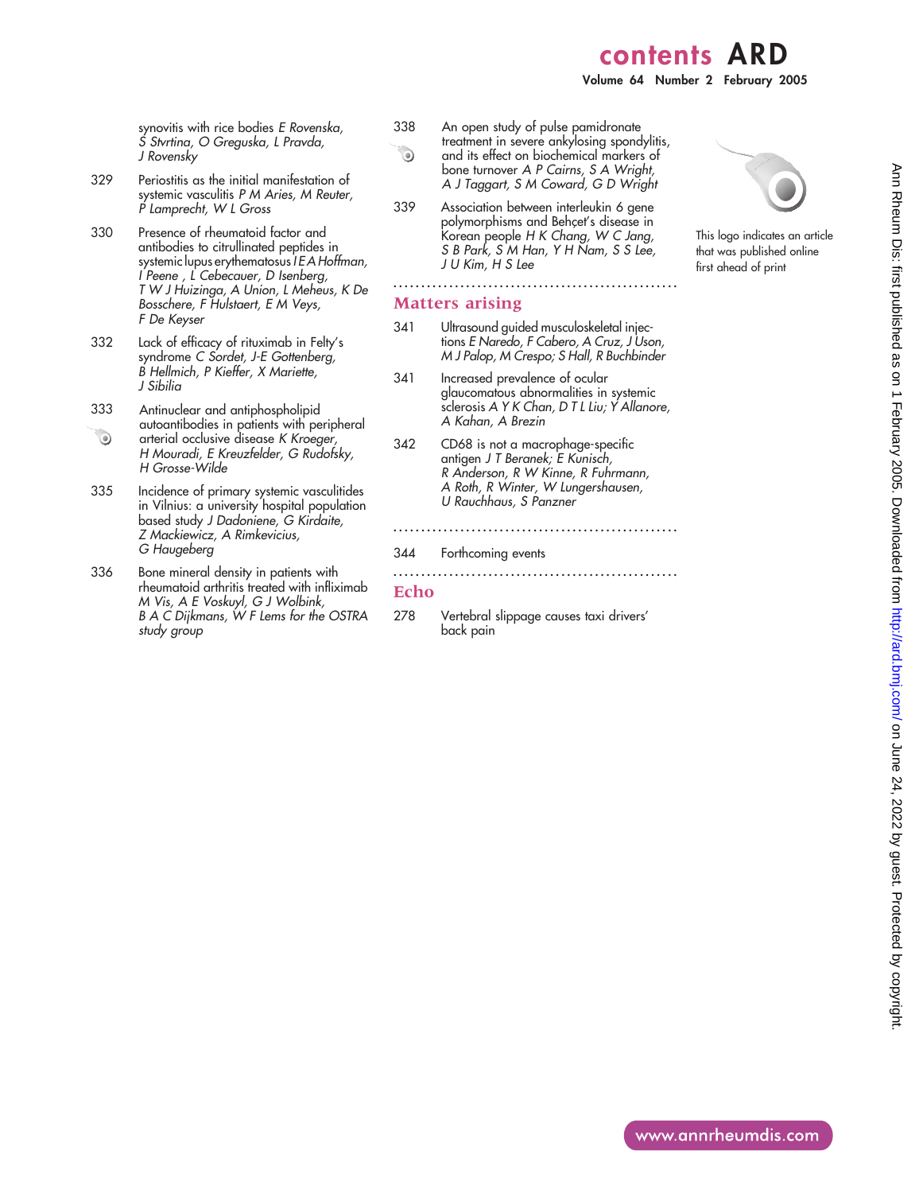synovitis with rice bodies *E Rovenska, S Stvrtina, O Greguska, L Pravda, J Rovensky*

329 Periostitis as the initial manifestation of systemic vasculitis *P M Aries, M Reuter, P Lamprecht, W L Gross*

330 Presence of rheumatoid factor and antibodies to citrullinated peptides in systemic lupus erythematosus *I E A Hoffman, I Peene , L Cebecauer, D Isenberg, T W J Huizinga, A Union, L Meheus, K De Bosschere, F Hulstaert, E M Veys, F De Keyser*

332 Lack of efficacy of rituximab in Felty's syndrome *C Sordet, J-E Gottenberg, B Hellmich, P Kieffer, X Mariette, J Sibilia*

333 Antinuclear and antiphospholipid autoantibodies in patients with peripheral arterial occlusive disease *K Kroeger, H Mouradi, E Kreuzfelder, G Rudofsky, H Grosse-Wilde*

335 Incidence of primary systemic vasculitides in Vilnius: a university hospital population based study *J Dadoniene, G Kirdaite, Z Mackiewicz, A Rimkevicius, G Haugeberg*

336 Bone mineral density in patients with rheumatoid arthritis treated with infliximab *M Vis, A E Voskuyl, G J Wolbink, B A C Dijkmans, W F Lems for the OSTRA study group*

338 An open study of pulse pamidronate treatment in severe ankylosing spondylitis, and its effect on biochemical markers of bone turnover *A P Cairns, S A Wright, A J Taggart, S M Coward, G D Wright*

339 Association between interleukin 6 gene polymorphisms and Behçet's disease in Korean people *H K Chang, W C Jang, S B Park, S M Han, Y H Nam, S S Lee, J U Kim, H S Lee*

## Matters arising

341 Ultrasound guided musculoskeletal injections *E Naredo, F Cabero, A Cruz, J Uson, M J Palop, M Crespo; S Hall, R Buchbinder*

341 Increased prevalence of ocular glaucomatous abnormalities in systemic sclerosis *A Y K Chan, D T L Liu; Y Allanore, A Kahan, A Brezin*

342 CD68 is not a macrophage-specific antigen *J T Beranek; E Kunisch, R Anderson, R W Kinne, R Fuhrmann, A Roth, R Winter, W Lungershausen, U Rauchhaus, S Panzner*

344 Forthcoming events

## Echo

278 Vertebral slippage causes taxi drivers' back pain

This logo indicates an article that was published online first ahead of print